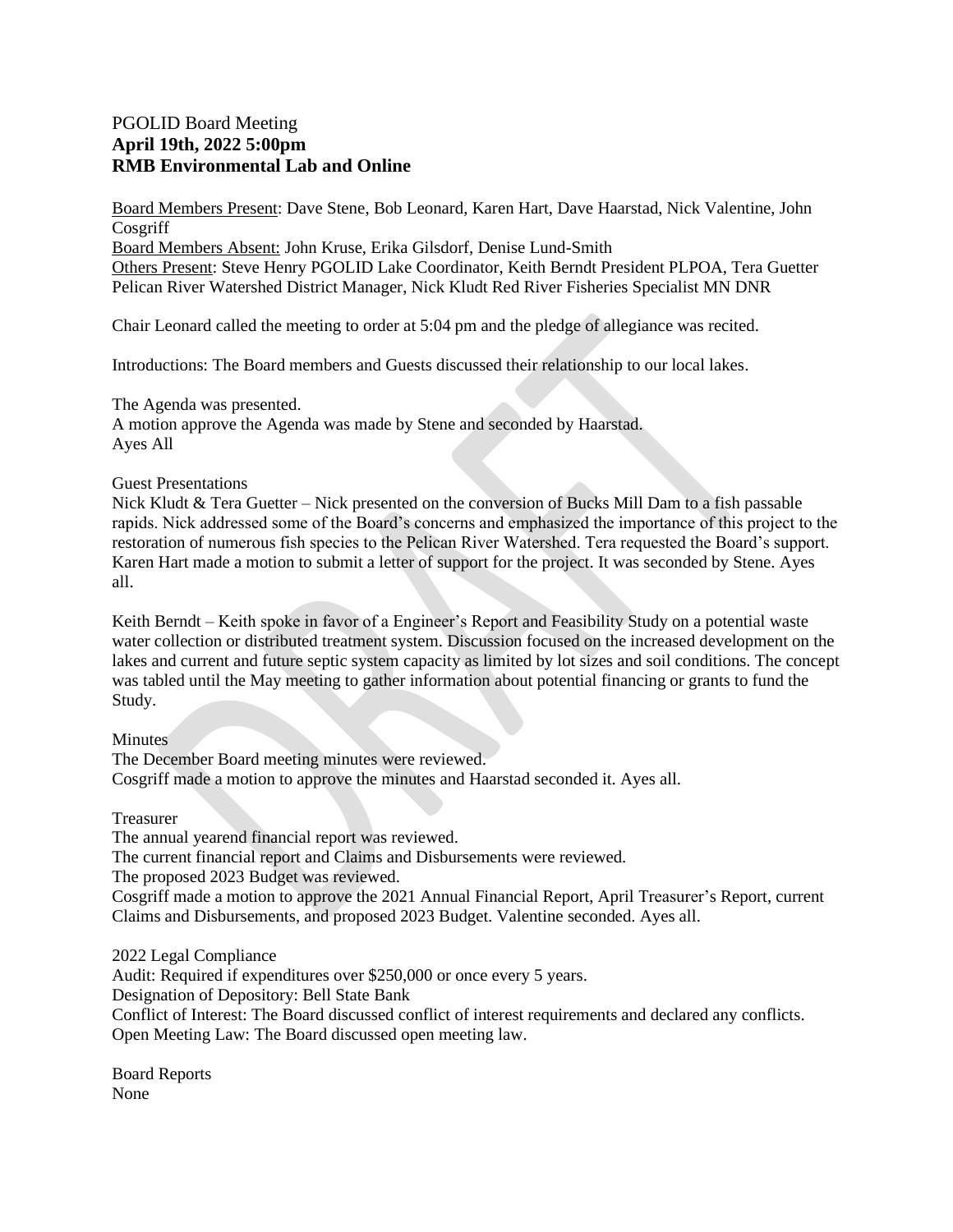PGOLID Board Meeting
**April 19th, 2022 5:00pm**
**RMB Environmental Lab and Online**

Board Members Present: Dave Stene, Bob Leonard, Karen Hart, Dave Haarstad, Nick Valentine, John Cosgriff
Board Members Absent: John Kruse, Erika Gilsdorf, Denise Lund-Smith
Others Present: Steve Henry PGOLID Lake Coordinator, Keith Berndt President PLPOA, Tera Guetter Pelican River Watershed District Manager, Nick Kludt Red River Fisheries Specialist MN DNR

Chair Leonard called the meeting to order at 5:04 pm and the pledge of allegiance was recited.

Introductions: The Board members and Guests discussed their relationship to our local lakes.

The Agenda was presented.
A motion approve the Agenda was made by Stene and seconded by Haarstad.
Ayes All

Guest Presentations
Nick Kludt & Tera Guetter – Nick presented on the conversion of Bucks Mill Dam to a fish passable rapids. Nick addressed some of the Board's concerns and emphasized the importance of this project to the restoration of numerous fish species to the Pelican River Watershed. Tera requested the Board's support. Karen Hart made a motion to submit a letter of support for the project. It was seconded by Stene. Ayes all.

Keith Berndt – Keith spoke in favor of a Engineer's Report and Feasibility Study on a potential waste water collection or distributed treatment system. Discussion focused on the increased development on the lakes and current and future septic system capacity as limited by lot sizes and soil conditions. The concept was tabled until the May meeting to gather information about potential financing or grants to fund the Study.

Minutes
The December Board meeting minutes were reviewed.
Cosgriff made a motion to approve the minutes and Haarstad seconded it. Ayes all.

Treasurer
The annual yearend financial report was reviewed.
The current financial report and Claims and Disbursements were reviewed.
The proposed 2023 Budget was reviewed.
Cosgriff made a motion to approve the 2021 Annual Financial Report, April Treasurer's Report, current Claims and Disbursements, and proposed 2023 Budget. Valentine seconded. Ayes all.

2022 Legal Compliance
Audit: Required if expenditures over $250,000 or once every 5 years.
Designation of Depository: Bell State Bank
Conflict of Interest: The Board discussed conflict of interest requirements and declared any conflicts.
Open Meeting Law: The Board discussed open meeting law.

Board Reports
None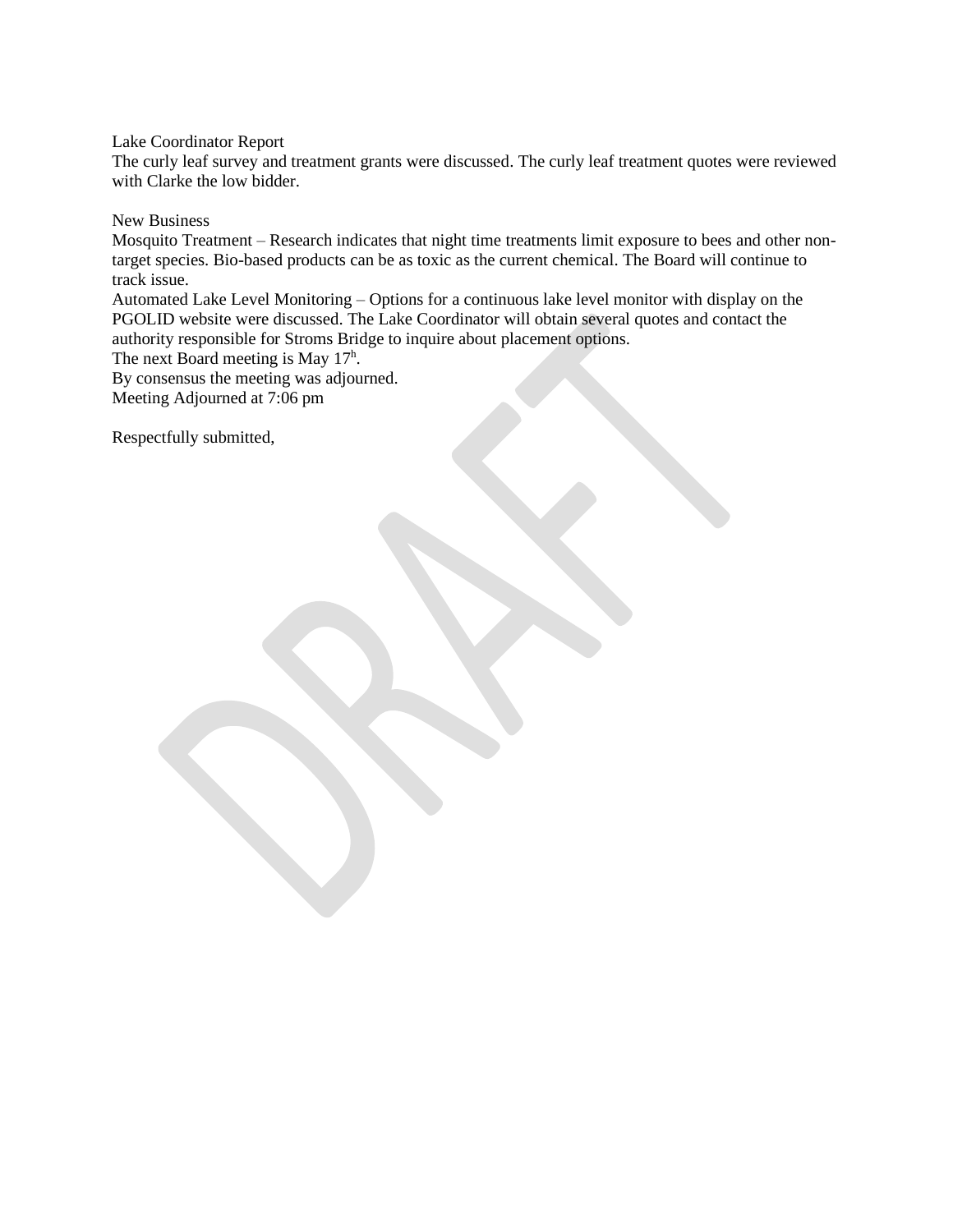Lake Coordinator Report

The curly leaf survey and treatment grants were discussed. The curly leaf treatment quotes were reviewed with Clarke the low bidder.

New Business

Mosquito Treatment – Research indicates that night time treatments limit exposure to bees and other non-target species. Bio-based products can be as toxic as the current chemical. The Board will continue to track issue.

Automated Lake Level Monitoring – Options for a continuous lake level monitor with display on the PGOLID website were discussed. The Lake Coordinator will obtain several quotes and contact the authority responsible for Stroms Bridge to inquire about placement options.

The next Board meeting is May 17h.

By consensus the meeting was adjourned.

Meeting Adjourned at 7:06 pm

Respectfully submitted,